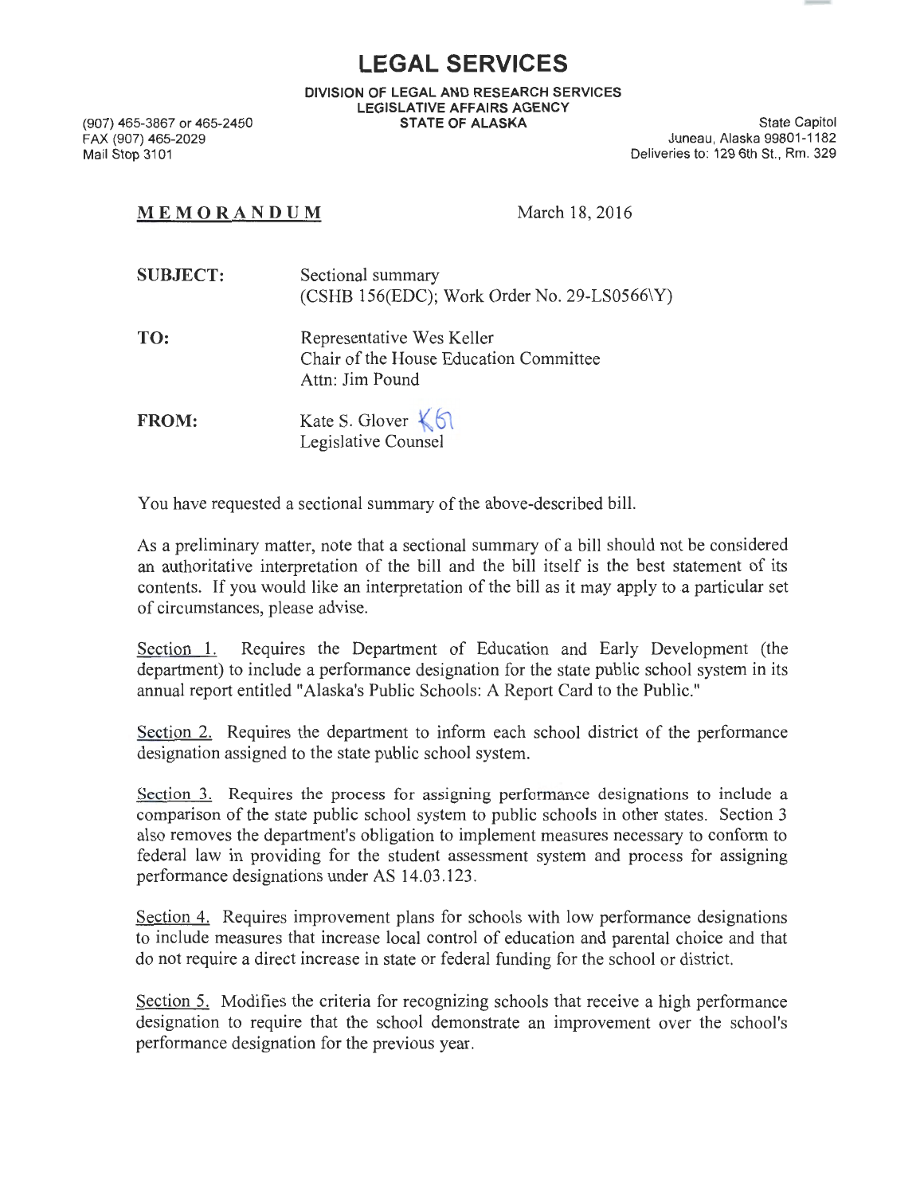# LEGAL SERVICES

**DIVISION OF LEGAL AND RESEARCH SERVICES**
**LEGISLATIVE AFFAIRS AGENCY**
**STATE OF ALASKA**

(907) 465-3867 or 465-2450
FAX (907) 465-2029
Mail Stop 3101

State Capitol
Juneau, Alaska 99801-1182
Deliveries to: 129 6th St., Rm. 329

**MEMORANDUM** March 18, 2016

**SUBJECT:** Sectional summary
(CSHB 156(EDC); Work Order No. 29-LS0566\Y)

**TO:** Representative Wes Keller
Chair of the House Education Committee
Attn: Jim Pound

**FROM:** Kate S. Glover KG
Legislative Counsel

You have requested a sectional summary of the above-described bill.

As a preliminary matter, note that a sectional summary of a bill should not be considered an authoritative interpretation of the bill and the bill itself is the best statement of its contents. If you would like an interpretation of the bill as it may apply to a particular set of circumstances, please advise.

Section 1. Requires the Department of Education and Early Development (the department) to include a performance designation for the state public school system in its annual report entitled "Alaska's Public Schools: A Report Card to the Public."

Section 2. Requires the department to inform each school district of the performance designation assigned to the state public school system.

Section 3. Requires the process for assigning performance designations to include a comparison of the state public school system to public schools in other states. Section 3 also removes the department's obligation to implement measures necessary to conform to federal law in providing for the student assessment system and process for assigning performance designations under AS 14.03.123.

Section 4. Requires improvement plans for schools with low performance designations to include measures that increase local control of education and parental choice and that do not require a direct increase in state or federal funding for the school or district.

Section 5. Modifies the criteria for recognizing schools that receive a high performance designation to require that the school demonstrate an improvement over the school's performance designation for the previous year.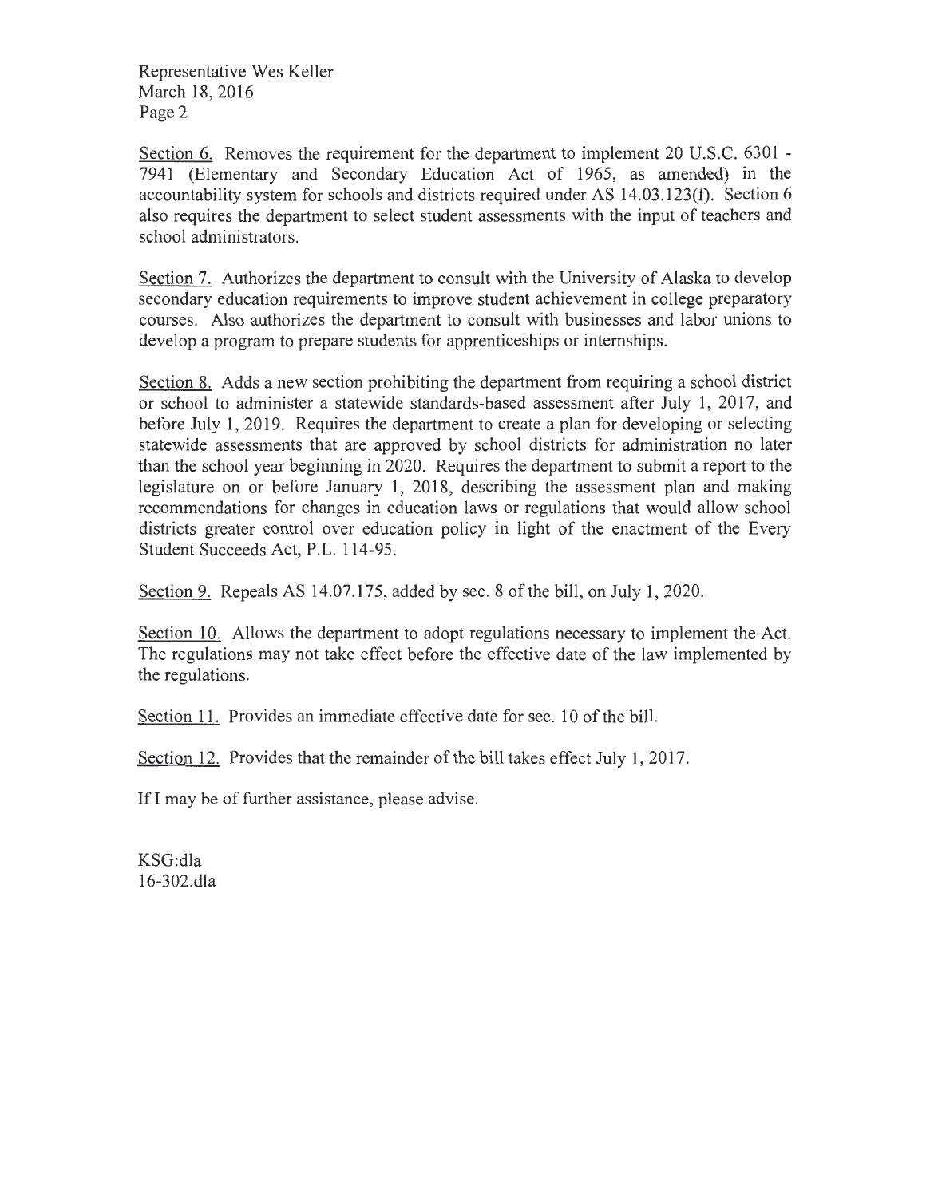Section 6. Removes the requirement for the department to implement 20 U.S.C. 6301 - 7941 (Elementary and Secondary Education Act of 1965, as amended) in the accountability system for schools and districts required under AS 14.03.123(f). Section 6 also requires the department to select student assessments with the input of teachers and school administrators.

Section 7. Authorizes the department to consult with the University of Alaska to develop secondary education requirements to improve student achievement in college preparatory courses. Also authorizes the department to consult with businesses and labor unions to develop a program to prepare students for apprenticeships or internships.

Section 8. Adds a new section prohibiting the department from requiring a school district or school to administer a statewide standards-based assessment after July 1, 2017, and before July 1, 2019. Requires the department to create a plan for developing or selecting statewide assessments that are approved by school districts for administration no later than the school year beginning in 2020. Requires the department to submit a report to the legislature on or before January 1, 2018, describing the assessment plan and making recommendations for changes in education laws or regulations that would allow school districts greater control over education policy in light of the enactment of the Every Student Succeeds Act, P.L. 114-95.

Section 9. Repeals AS 14.07.175, added by sec. 8 of the bill, on July 1, 2020.

Section 10. Allows the department to adopt regulations necessary to implement the Act. The regulations may not take effect before the effective date of the law implemented by the regulations.

Section 11. Provides an immediate effective date for sec. 10 of the bill.

Section 12. Provides that the remainder of the bill takes effect July 1, 2017.

If I may be of further assistance, please advise.

KSG:dla
16-302.dla